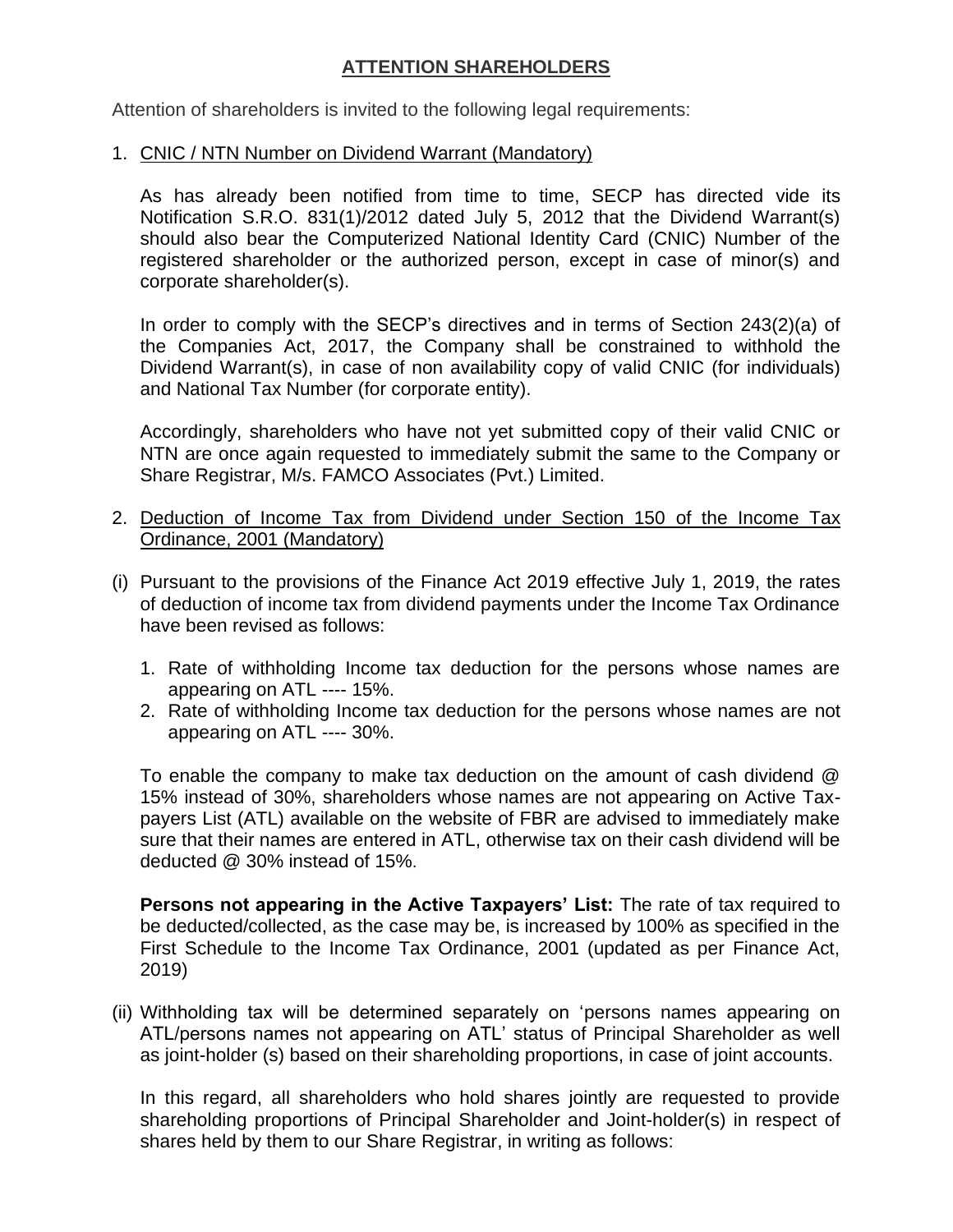# ATTENTION SHAREHOLDERS

Attention of shareholders is invited to the following legal requirements:

1. CNIC / NTN Number on Dividend Warrant (Mandatory)

   As has already been notified from time to time, SECP has directed vide its Notification S.R.O. 831(1)/2012 dated July 5, 2012 that the Dividend Warrant(s) should also bear the Computerized National Identity Card (CNIC) Number of the registered shareholder or the authorized person, except in case of minor(s) and corporate shareholder(s).

   In order to comply with the SECP's directives and in terms of Section 243(2)(a) of the Companies Act, 2017, the Company shall be constrained to withhold the Dividend Warrant(s), in case of non availability copy of valid CNIC (for individuals) and National Tax Number (for corporate entity).

   Accordingly, shareholders who have not yet submitted copy of their valid CNIC or NTN are once again requested to immediately submit the same to the Company or Share Registrar, M/s. FAMCO Associates (Pvt.) Limited.

2. Deduction of Income Tax from Dividend under Section 150 of the Income Tax Ordinance, 2001 (Mandatory)

(i) Pursuant to the provisions of the Finance Act 2019 effective July 1, 2019, the rates of deduction of income tax from dividend payments under the Income Tax Ordinance have been revised as follows:

   1. Rate of withholding Income tax deduction for the persons whose names are appearing on ATL ---- 15%.
   2. Rate of withholding Income tax deduction for the persons whose names are not appearing on ATL ---- 30%.

   To enable the company to make tax deduction on the amount of cash dividend @ 15% instead of 30%, shareholders whose names are not appearing on Active Tax-payers List (ATL) available on the website of FBR are advised to immediately make sure that their names are entered in ATL, otherwise tax on their cash dividend will be deducted @ 30% instead of 15%.

   **Persons not appearing in the Active Taxpayers' List:** The rate of tax required to be deducted/collected, as the case may be, is increased by 100% as specified in the First Schedule to the Income Tax Ordinance, 2001 (updated as per Finance Act, 2019)

(ii) Withholding tax will be determined separately on 'persons names appearing on ATL/persons names not appearing on ATL' status of Principal Shareholder as well as joint-holder (s) based on their shareholding proportions, in case of joint accounts.

   In this regard, all shareholders who hold shares jointly are requested to provide shareholding proportions of Principal Shareholder and Joint-holder(s) in respect of shares held by them to our Share Registrar, in writing as follows: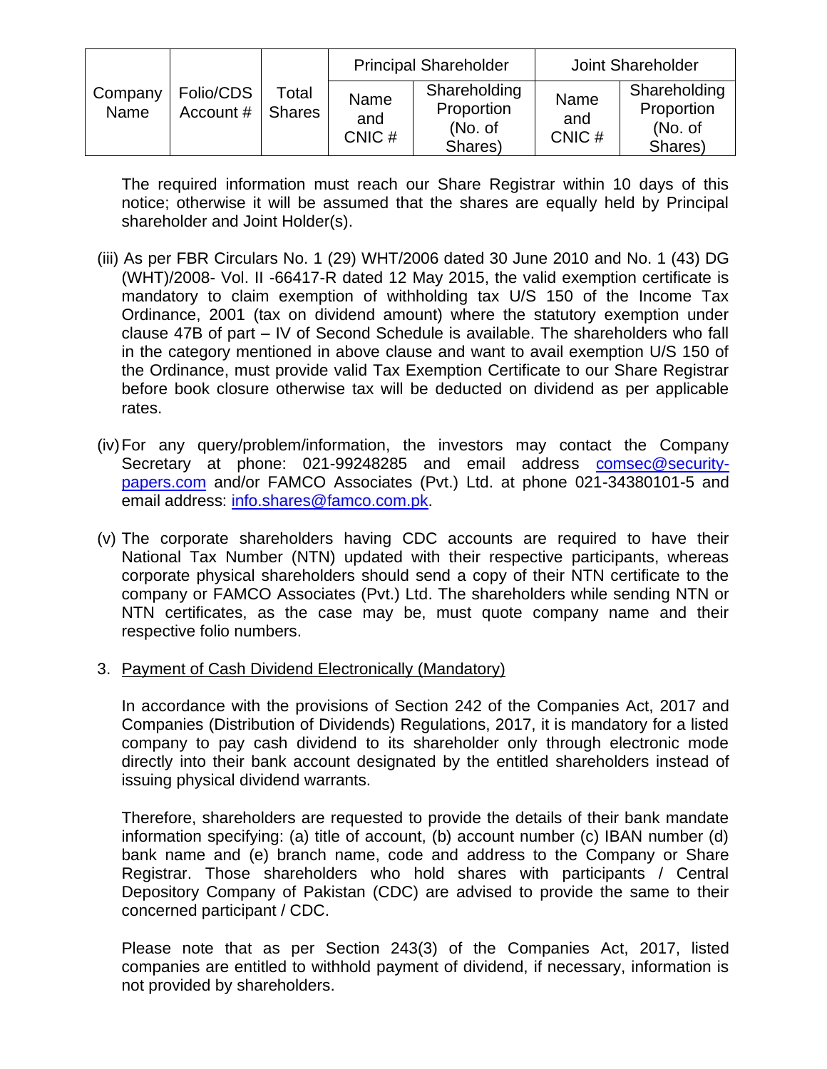| Company Name | Folio/CDS Account # | Total Shares | Principal Shareholder | | Joint Shareholder | |
|---|---|---|---|---|---|---|
| | | | Name and CNIC # | Shareholding Proportion (No. of Shares) | Name and CNIC # | Shareholding Proportion (No. of Shares) |

The required information must reach our Share Registrar within 10 days of this notice; otherwise it will be assumed that the shares are equally held by Principal shareholder and Joint Holder(s).

(iii) As per FBR Circulars No. 1 (29) WHT/2006 dated 30 June 2010 and No. 1 (43) DG (WHT)/2008- Vol. II -66417-R dated 12 May 2015, the valid exemption certificate is mandatory to claim exemption of withholding tax U/S 150 of the Income Tax Ordinance, 2001 (tax on dividend amount) where the statutory exemption under clause 47B of part – IV of Second Schedule is available. The shareholders who fall in the category mentioned in above clause and want to avail exemption U/S 150 of the Ordinance, must provide valid Tax Exemption Certificate to our Share Registrar before book closure otherwise tax will be deducted on dividend as per applicable rates.

(iv) For any query/problem/information, the investors may contact the Company Secretary at phone: 021-99248285 and email address comsec@security-papers.com and/or FAMCO Associates (Pvt.) Ltd. at phone 021-34380101-5 and email address: info.shares@famco.com.pk.

(v) The corporate shareholders having CDC accounts are required to have their National Tax Number (NTN) updated with their respective participants, whereas corporate physical shareholders should send a copy of their NTN certificate to the company or FAMCO Associates (Pvt.) Ltd. The shareholders while sending NTN or NTN certificates, as the case may be, must quote company name and their respective folio numbers.

3. <u>Payment of Cash Dividend Electronically (Mandatory)</u>

In accordance with the provisions of Section 242 of the Companies Act, 2017 and Companies (Distribution of Dividends) Regulations, 2017, it is mandatory for a listed company to pay cash dividend to its shareholder only through electronic mode directly into their bank account designated by the entitled shareholders instead of issuing physical dividend warrants.

Therefore, shareholders are requested to provide the details of their bank mandate information specifying: (a) title of account, (b) account number (c) IBAN number (d) bank name and (e) branch name, code and address to the Company or Share Registrar. Those shareholders who hold shares with participants / Central Depository Company of Pakistan (CDC) are advised to provide the same to their concerned participant / CDC.

Please note that as per Section 243(3) of the Companies Act, 2017, listed companies are entitled to withhold payment of dividend, if necessary, information is not provided by shareholders.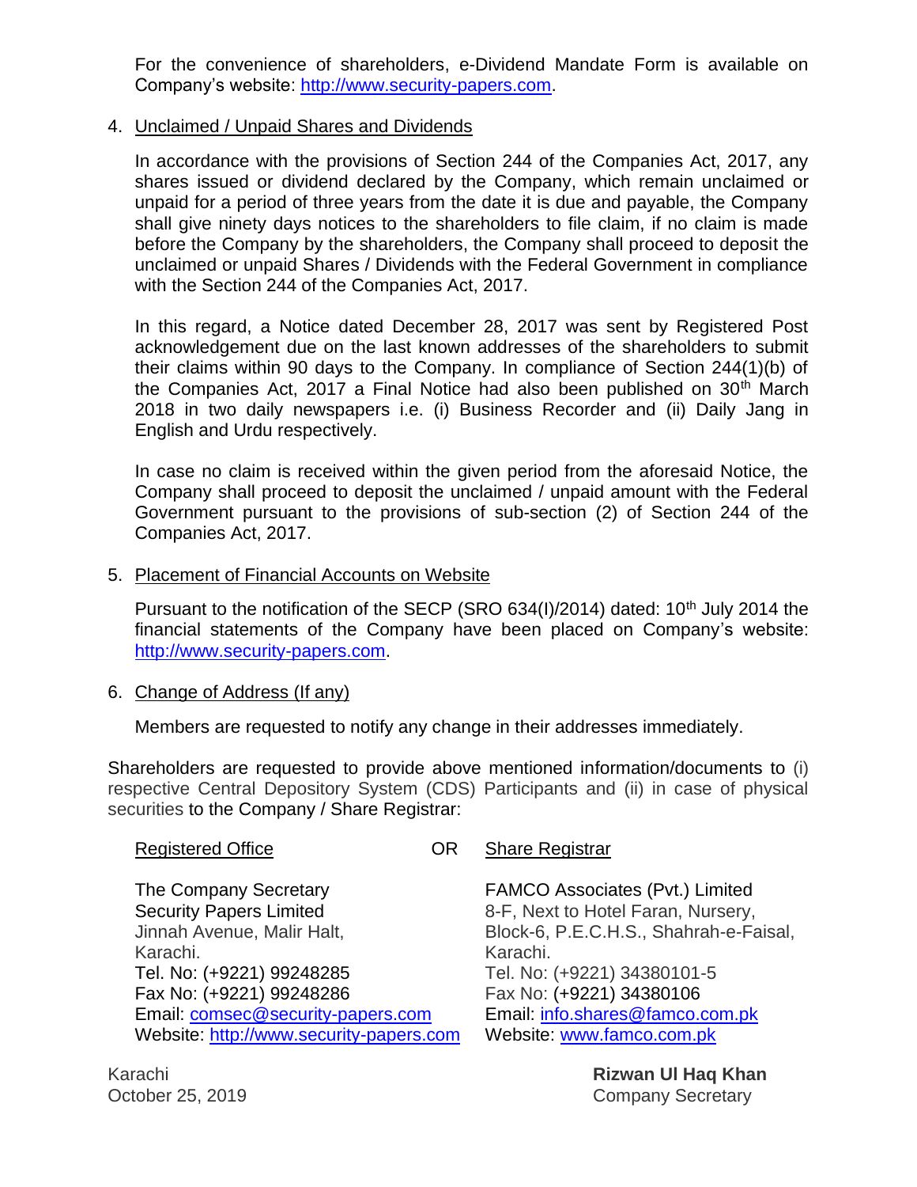For the convenience of shareholders, e-Dividend Mandate Form is available on Company's website: http://www.security-papers.com.

4. Unclaimed / Unpaid Shares and Dividends

   In accordance with the provisions of Section 244 of the Companies Act, 2017, any shares issued or dividend declared by the Company, which remain unclaimed or unpaid for a period of three years from the date it is due and payable, the Company shall give ninety days notices to the shareholders to file claim, if no claim is made before the Company by the shareholders, the Company shall proceed to deposit the unclaimed or unpaid Shares / Dividends with the Federal Government in compliance with the Section 244 of the Companies Act, 2017.

   In this regard, a Notice dated December 28, 2017 was sent by Registered Post acknowledgement due on the last known addresses of the shareholders to submit their claims within 90 days to the Company. In compliance of Section 244(1)(b) of the Companies Act, 2017 a Final Notice had also been published on 30th March 2018 in two daily newspapers i.e. (i) Business Recorder and (ii) Daily Jang in English and Urdu respectively.

   In case no claim is received within the given period from the aforesaid Notice, the Company shall proceed to deposit the unclaimed / unpaid amount with the Federal Government pursuant to the provisions of sub-section (2) of Section 244 of the Companies Act, 2017.

5. Placement of Financial Accounts on Website

   Pursuant to the notification of the SECP (SRO 634(I)/2014) dated: 10th July 2014 the financial statements of the Company have been placed on Company's website: http://www.security-papers.com.

6. Change of Address (If any)

   Members are requested to notify any change in their addresses immediately.

Shareholders are requested to provide above mentioned information/documents to (i) respective Central Depository System (CDS) Participants and (ii) in case of physical securities to the Company / Share Registrar:

**Registered Office**

The Company Secretary
Security Papers Limited
Jinnah Avenue, Malir Halt,
Karachi.
Tel. No: (+9221) 99248285
Fax No: (+9221) 99248286
Email: comsec@security-papers.com
Website: http://www.security-papers.com

OR

**Share Registrar**

FAMCO Associates (Pvt.) Limited
8-F, Next to Hotel Faran, Nursery,
Block-6, P.E.C.H.S., Shahrah-e-Faisal,
Karachi.
Tel. No: (+9221) 34380101-5
Fax No: (+9221) 34380106
Email: info.shares@famco.com.pk
Website: www.famco.com.pk

Karachi
October 25, 2019

**Rizwan Ul Haq Khan**
Company Secretary